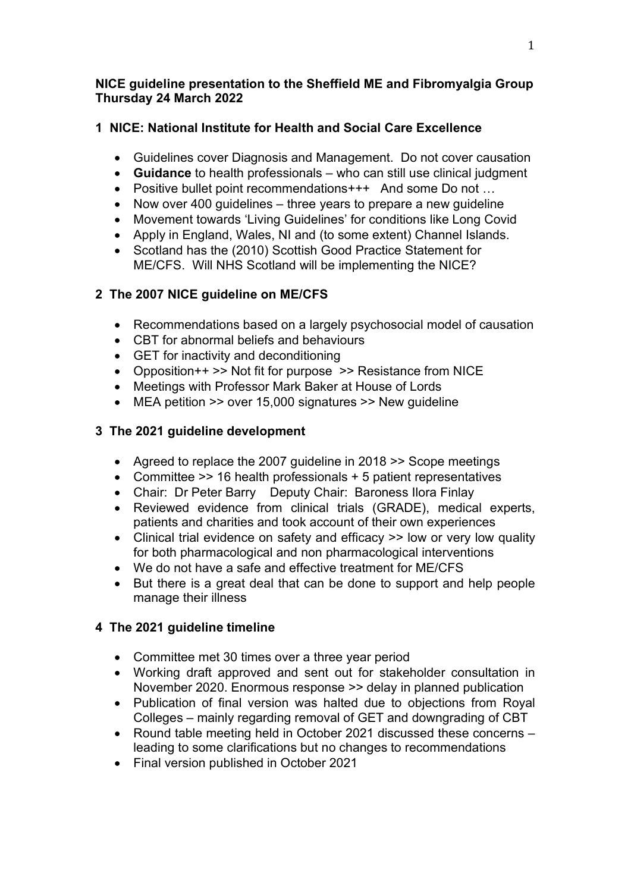**NICE guideline presentation to the Sheffield ME and Fibromyalgia Group Thursday 24 March 2022**

## 1 NICE: National Institute for Health and Social Care Excellence

- Guidelines cover Diagnosis and Management. Do not cover causation
- **Guidance** to health professionals – who can still use clinical judgment
- Positive bullet point recommendations+++ And some Do not …
- Now over 400 guidelines – three years to prepare a new guideline
- Movement towards 'Living Guidelines' for conditions like Long Covid
- Apply in England, Wales, NI and (to some extent) Channel Islands.
- Scotland has the (2010) Scottish Good Practice Statement for ME/CFS. Will NHS Scotland will be implementing the NICE?

## 2 The 2007 NICE guideline on ME/CFS

- Recommendations based on a largely psychosocial model of causation
- CBT for abnormal beliefs and behaviours
- GET for inactivity and deconditioning
- Opposition++ >> Not fit for purpose >> Resistance from NICE
- Meetings with Professor Mark Baker at House of Lords
- MEA petition >> over 15,000 signatures >> New guideline

## 3 The 2021 guideline development

- Agreed to replace the 2007 guideline in 2018 >> Scope meetings
- Committee >> 16 health professionals + 5 patient representatives
- Chair: Dr Peter Barry Deputy Chair: Baroness Ilora Finlay
- Reviewed evidence from clinical trials (GRADE), medical experts, patients and charities and took account of their own experiences
- Clinical trial evidence on safety and efficacy >> low or very low quality for both pharmacological and non pharmacological interventions
- We do not have a safe and effective treatment for ME/CFS
- But there is a great deal that can be done to support and help people manage their illness

## 4 The 2021 guideline timeline

- Committee met 30 times over a three year period
- Working draft approved and sent out for stakeholder consultation in November 2020. Enormous response >> delay in planned publication
- Publication of final version was halted due to objections from Royal Colleges – mainly regarding removal of GET and downgrading of CBT
- Round table meeting held in October 2021 discussed these concerns – leading to some clarifications but no changes to recommendations
- Final version published in October 2021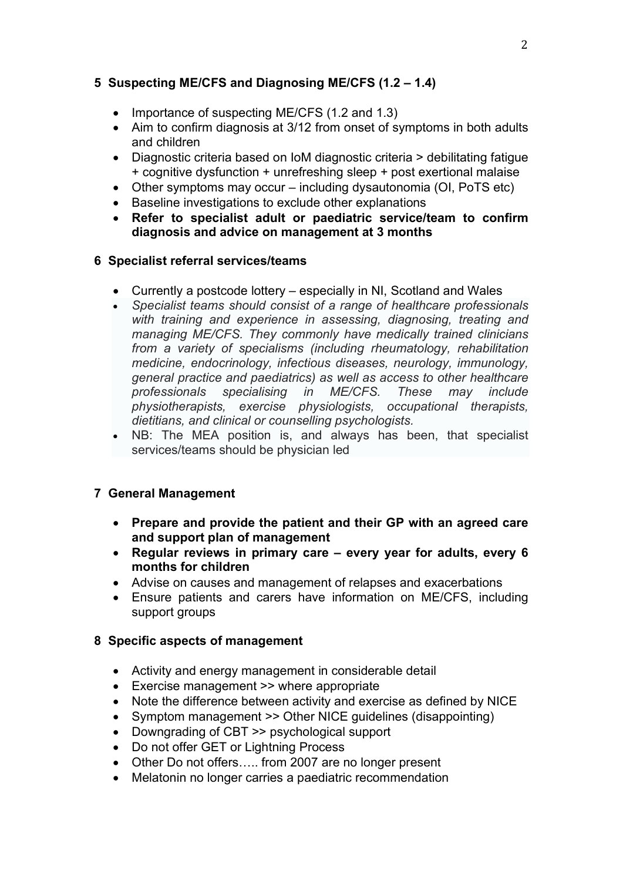## 5 Suspecting ME/CFS and Diagnosing ME/CFS (1.2 – 1.4)

- Importance of suspecting ME/CFS (1.2 and 1.3)
- Aim to confirm diagnosis at 3/12 from onset of symptoms in both adults and children
- Diagnostic criteria based on IoM diagnostic criteria > debilitating fatigue + cognitive dysfunction + unrefreshing sleep + post exertional malaise
- Other symptoms may occur – including dysautonomia (OI, PoTS etc)
- Baseline investigations to exclude other explanations
- **Refer to specialist adult or paediatric service/team to confirm diagnosis and advice on management at 3 months**

## 6 Specialist referral services/teams

- Currently a postcode lottery – especially in NI, Scotland and Wales
- *Specialist teams should consist of a range of healthcare professionals with training and experience in assessing, diagnosing, treating and managing ME/CFS. They commonly have medically trained clinicians from a variety of specialisms (including rheumatology, rehabilitation medicine, endocrinology, infectious diseases, neurology, immunology, general practice and paediatrics) as well as access to other healthcare professionals specialising in ME/CFS. These may include physiotherapists, exercise physiologists, occupational therapists, dietitians, and clinical or counselling psychologists.*
- NB: The MEA position is, and always has been, that specialist services/teams should be physician led

## 7 General Management

- **Prepare and provide the patient and their GP with an agreed care and support plan of management**
- **Regular reviews in primary care – every year for adults, every 6 months for children**
- Advise on causes and management of relapses and exacerbations
- Ensure patients and carers have information on ME/CFS, including support groups

## 8 Specific aspects of management

- Activity and energy management in considerable detail
- Exercise management >> where appropriate
- Note the difference between activity and exercise as defined by NICE
- Symptom management >> Other NICE guidelines (disappointing)
- Downgrading of CBT >> psychological support
- Do not offer GET or Lightning Process
- Other Do not offers….. from 2007 are no longer present
- Melatonin no longer carries a paediatric recommendation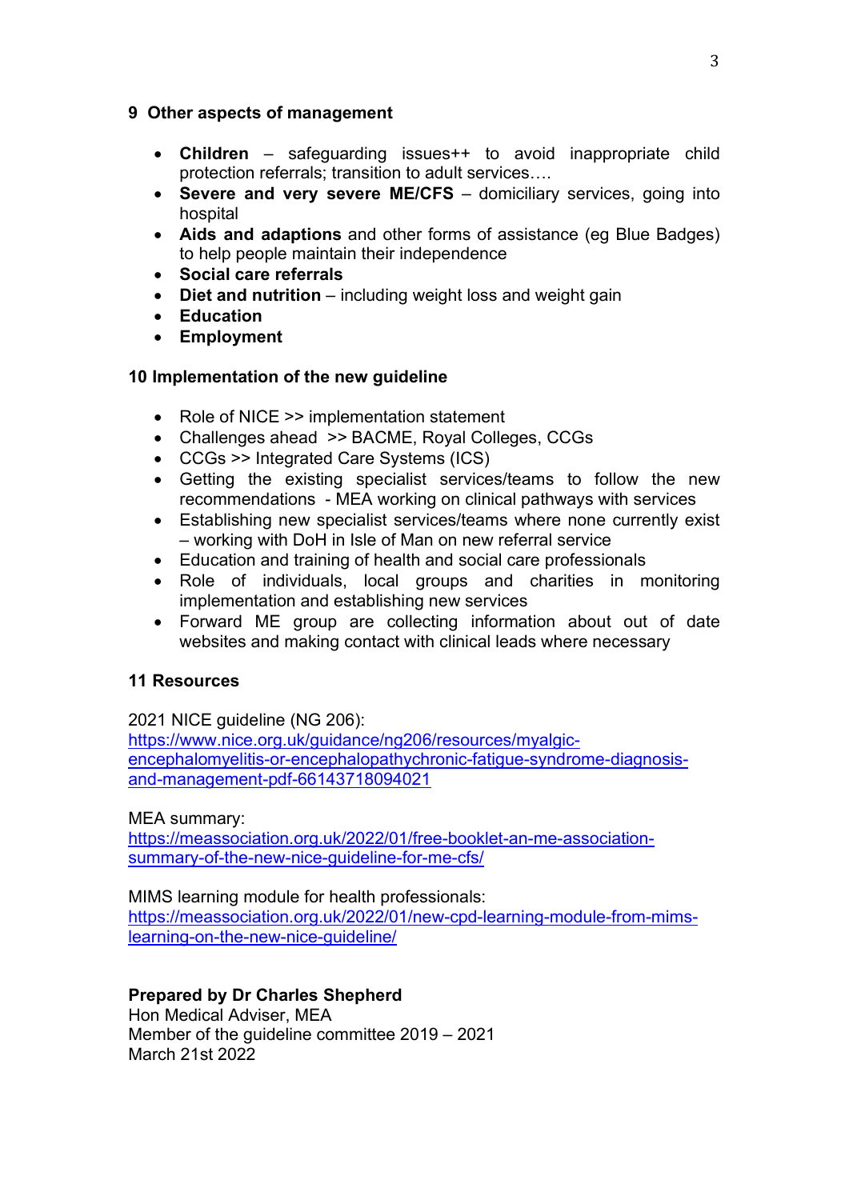## 9 Other aspects of management

- **Children** – safeguarding issues++ to avoid inappropriate child protection referrals; transition to adult services….
- **Severe and very severe ME/CFS** – domiciliary services, going into hospital
- **Aids and adaptions** and other forms of assistance (eg Blue Badges) to help people maintain their independence
- **Social care referrals**
- **Diet and nutrition** – including weight loss and weight gain
- **Education**
- **Employment**

## 10 Implementation of the new guideline

- Role of NICE >> implementation statement
- Challenges ahead >> BACME, Royal Colleges, CCGs
- CCGs >> Integrated Care Systems (ICS)
- Getting the existing specialist services/teams to follow the new recommendations - MEA working on clinical pathways with services
- Establishing new specialist services/teams where none currently exist – working with DoH in Isle of Man on new referral service
- Education and training of health and social care professionals
- Role of individuals, local groups and charities in monitoring implementation and establishing new services
- Forward ME group are collecting information about out of date websites and making contact with clinical leads where necessary

## 11 Resources

2021 NICE guideline (NG 206):
[https://www.nice.org.uk/guidance/ng206/resources/myalgic-encephalomyelitis-or-encephalopathychronic-fatigue-syndrome-diagnosis-and-management-pdf-66143718094021](https://www.nice.org.uk/guidance/ng206/resources/myalgic-encephalomyelitis-or-encephalopathychronic-fatigue-syndrome-diagnosis-and-management-pdf-66143718094021)

MEA summary:
[https://meassociation.org.uk/2022/01/free-booklet-an-me-association-summary-of-the-new-nice-guideline-for-me-cfs/](https://meassociation.org.uk/2022/01/free-booklet-an-me-association-summary-of-the-new-nice-guideline-for-me-cfs/)

MIMS learning module for health professionals:
[https://meassociation.org.uk/2022/01/new-cpd-learning-module-from-mims-learning-on-the-new-nice-guideline/](https://meassociation.org.uk/2022/01/new-cpd-learning-module-from-mims-learning-on-the-new-nice-guideline/)

**Prepared by Dr Charles Shepherd**
Hon Medical Adviser, MEA
Member of the guideline committee 2019 – 2021
March 21st 2022